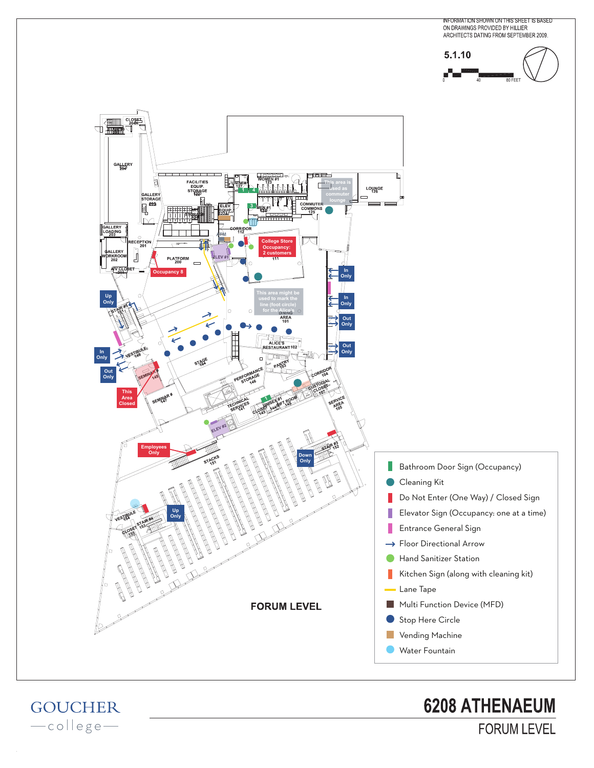INFORMATION SHOWN ON THIS SHEET IS BASED ON DRAWINGS PROVIDED BY HILLIER ARCHITECTS DATING FROM SEPTEMBER 2009.

5.1.10

0 40 80 FEET

CLOSET 204A

GALLERY 204

FACILITIES EQUIP. STORAGE 122

GALLERY STORAGE 205

UNISEX 127

WOMEN #1 123

MEN #1 124

This area is used as commuter lounge

LOUNGE 126

COMMUTER COMMONS 125

ELEV. EQUIP. 122A

ART STORAGE 128

CORRIDOR 112

GALLERY LOADING 203

RECEPTION 201

GALLERY WORKROOM 202

A/V CLOSET 211

PLATFORM 200

Occupancy 8

ATM

ELEV #1

College Store Occupancy: 2 customers 111

This area might be used to mark the line (foot circle) for the Alice's

DINING AREA 101

In Only

In Only

Out Only

Out Only

Up Only

STAIR #5 151

In Only

Out Only

VESTIBULE 149

SEMINAR # 148

This Area Closed

SEMINAR # 147

STAGE 104

PERFORMANCE STORAGE 146

ALICE'S RESTAURANT 102

PANTRY 103

CORRIDOR 104

CUSTODIAL CLOSET 107

TECHNICAL SERVICES 141

CLOSET 143

UNISEX #1 144

LIFT ROOM 145

SERVICE AREA 105

ELEV #2

Employees Only

STACKS 151

Down Only

STAIR #3 152

VESTIBULE 154

CLOSET 155

STAIR #4 153

Up Only

FORUM LEVEL

- Bathroom Door Sign (Occupancy)
- Cleaning Kit
- Do Not Enter (One Way) / Closed Sign
- Elevator Sign (Occupancy: one at a time)
- Entrance General Sign
- Floor Directional Arrow
- Hand Sanitizer Station
- Kitchen Sign (along with cleaning kit)
- Lane Tape
- Multi Function Device (MFD)
- Stop Here Circle
- Vending Machine
- Water Fountain

GOUCHER college

# 6208 ATHENAEUM

## FORUM LEVEL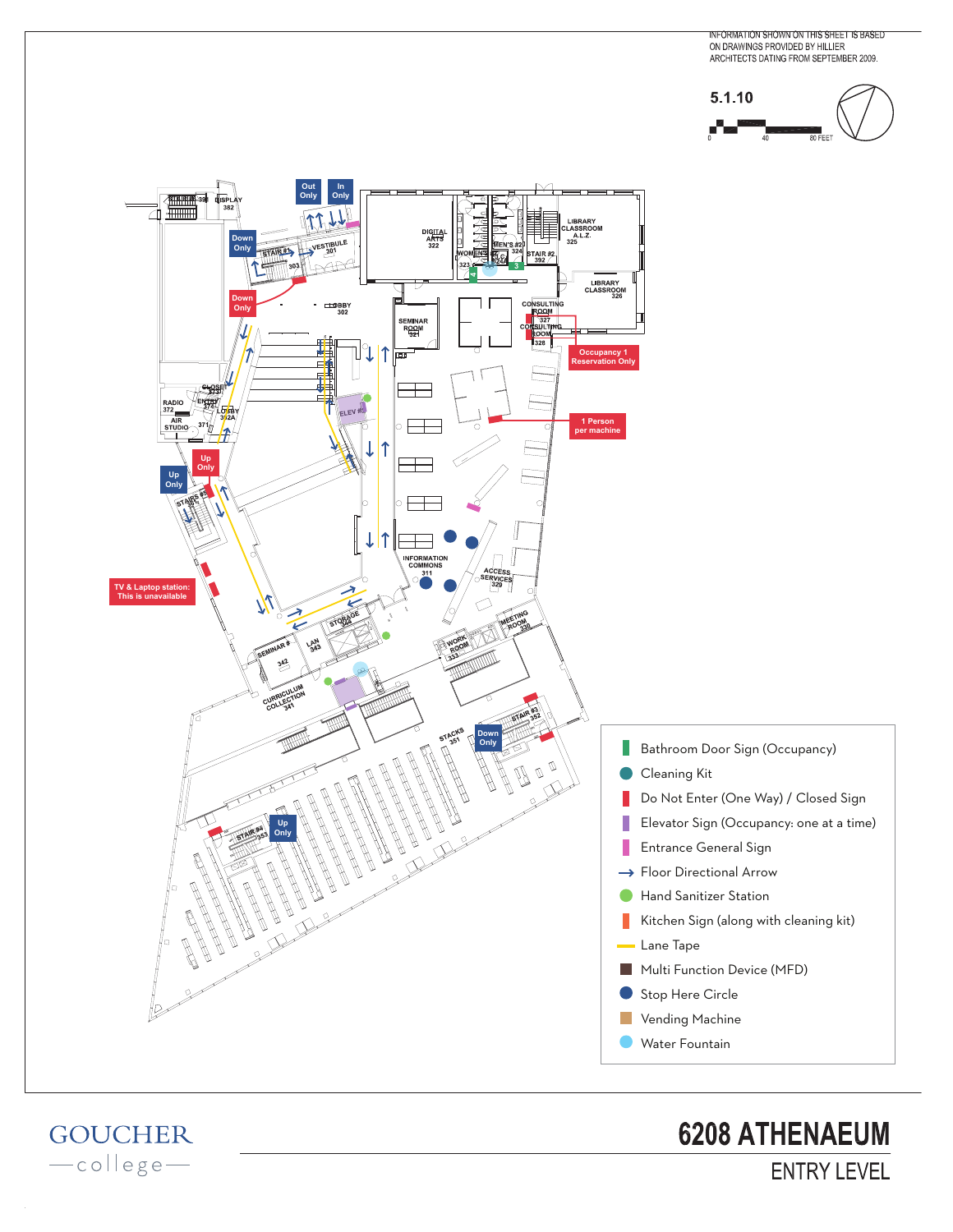INFORMATION SHOWN ON THIS SHEET IS BASED ON DRAWINGS PROVIDED BY HILLIER ARCHITECTS DATING FROM SEPTEMBER 2009.

5.1.10

0 40 80 FEET

Out Only

In Only

Down Only

Down Only

Occupancy 1 Reservation Only

1 Person per machine

Up Only

Up Only

TV & Laptop station: This is unavailable

Down Only

Up Only

DISPLAY 382

VESTIBULE 301

STAIR #1 303

LOBBY 302

DIGITAL ARTS 322

WOMEN'S 323

MEN'S #2 324

STAIR #2 392

LIBRARY CLASSROOM A.L.Z. 325

LIBRARY CLASSROOM 326

SEMINAR ROOM 321

CONSULTING ROOM 327

CONSULTING ROOM 328

RADIO 372

AIR STUDIO 371

CLOSET 373

ENTRY 374

LOBBY 302A

ELEV #3

STAIRS #5 384

INFORMATION COMMONS 311

ACCESS SERVICES 329

MEETING ROOM 330

WORK ROOM 333

STORAGE 344

LAN 343

SEMINAR # 342

CURRICULUM COLLECTION 341

STAIR #3 352

STACKS 351

STAIR #4 353

| Legend |
| --- |
| Bathroom Door Sign (Occupancy) |
| Cleaning Kit |
| Do Not Enter (One Way) / Closed Sign |
| Elevator Sign (Occupancy: one at a time) |
| Entrance General Sign |
| Floor Directional Arrow |
| Hand Sanitizer Station |
| Kitchen Sign (along with cleaning kit) |
| Lane Tape |
| Multi Function Device (MFD) |
| Stop Here Circle |
| Vending Machine |
| Water Fountain |

GOUCHER college

# 6208 ATHENAEUM

## ENTRY LEVEL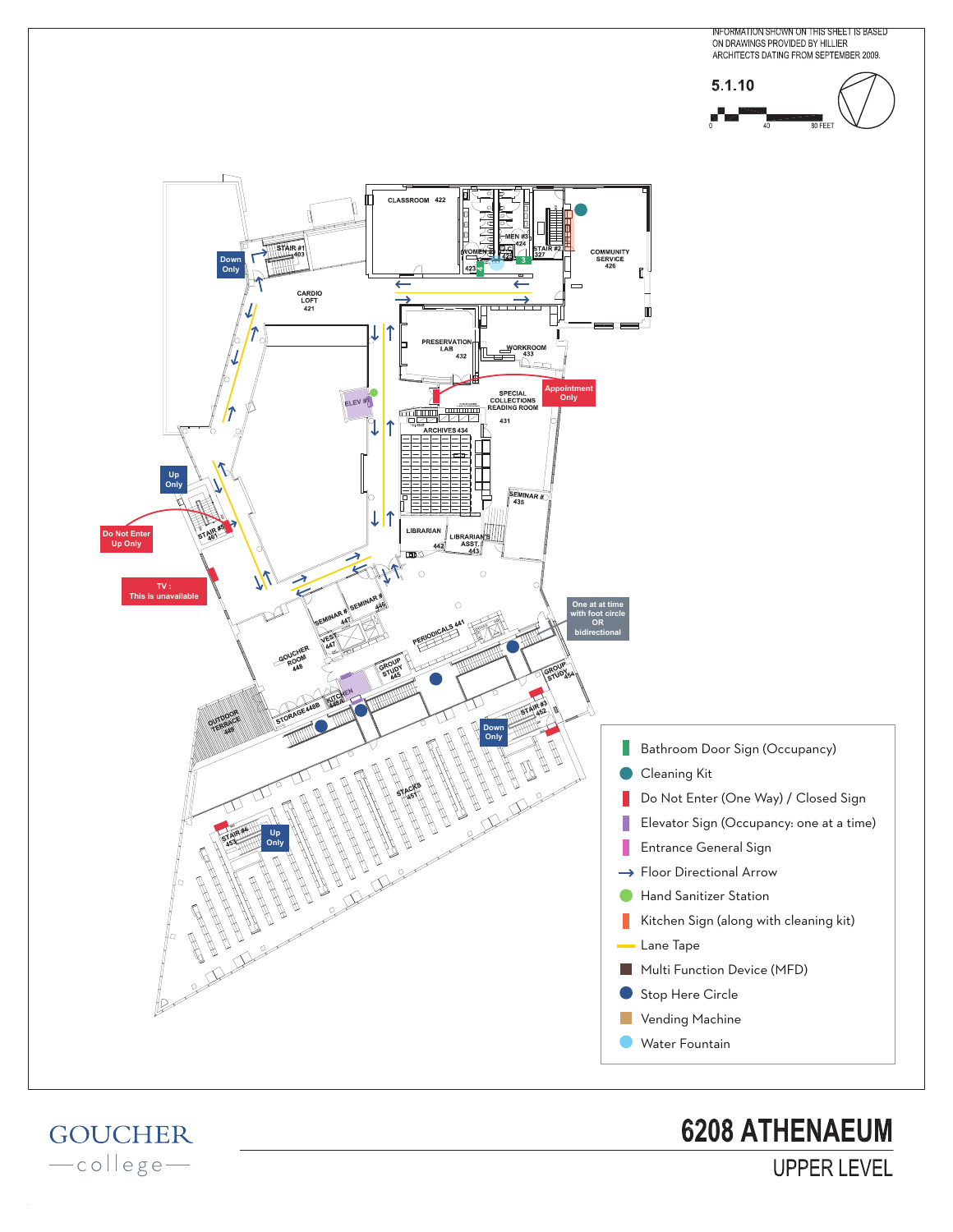INFORMATION SHOWN ON THIS SHEET IS BASED ON DRAWINGS PROVIDED BY HILLIER ARCHITECTS DATING FROM SEPTEMBER 2009.

5.1.10

0 40 80 FEET

CLASSROOM 422

MEN #3 424

WOMEN #3 423

STAIR #2 327

COMMUNITY SERVICE 426

STAIR #1 403

Down Only

CARDIO LOFT 421

PRESERVATION LAB 432

WORKROOM 433

ELEV #1

Appointment Only

SPECIAL COLLECTIONS READING ROOM 431

ARCHIVES 434

Up Only

SEMINAR # 435

Do Not Enter Up Only

STAIR #5 401

LIBRARIAN 442

LIBRARIAN'S ASST. 443

TV : This is unavailable

SEMINAR # 447

SEMINAR # 446

One at at time with foot circle OR bidirectional

GOUCHER ROOM 448

VEST 447

PERIODICALS 441

GROUP STUDY 445

GROUP STUDY 454

OUTDOOR TERRACE 449

STORAGE 448B

KITCHEN 448A

STAIR #3 452

Down Only

STACKS 451

STAIR #4 453

Up Only

- Bathroom Door Sign (Occupancy)
- Cleaning Kit
- Do Not Enter (One Way) / Closed Sign
- Elevator Sign (Occupancy: one at a time)
- Entrance General Sign
- Floor Directional Arrow
- Hand Sanitizer Station
- Kitchen Sign (along with cleaning kit)
- Lane Tape
- Multi Function Device (MFD)
- Stop Here Circle
- Vending Machine
- Water Fountain

GOUCHER —college—

# 6208 ATHENAEUM

## UPPER LEVEL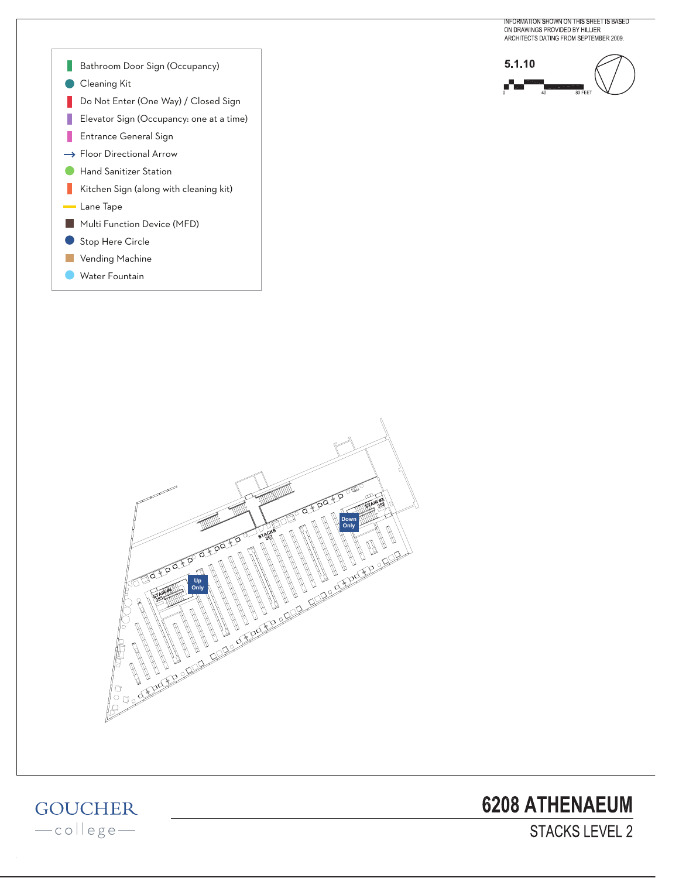INFORMATION SHOWN ON THIS SHEET IS BASED ON DRAWINGS PROVIDED BY HILLIER ARCHITECTS DATING FROM SEPTEMBER 2009.

5.1.10

0 40 80 FEET

- Bathroom Door Sign (Occupancy)
- Cleaning Kit
- Do Not Enter (One Way) / Closed Sign
- Elevator Sign (Occupancy: one at a time)
- Entrance General Sign
- Floor Directional Arrow
- Hand Sanitizer Station
- Kitchen Sign (along with cleaning kit)
- Lane Tape
- Multi Function Device (MFD)
- Stop Here Circle
- Vending Machine
- Water Fountain

Down Only

STAIR #3 252

STACKS 251

Up Only

STAIR #4 253

GOUCHER
college

# 6208 ATHENAEUM

## STACKS LEVEL 2